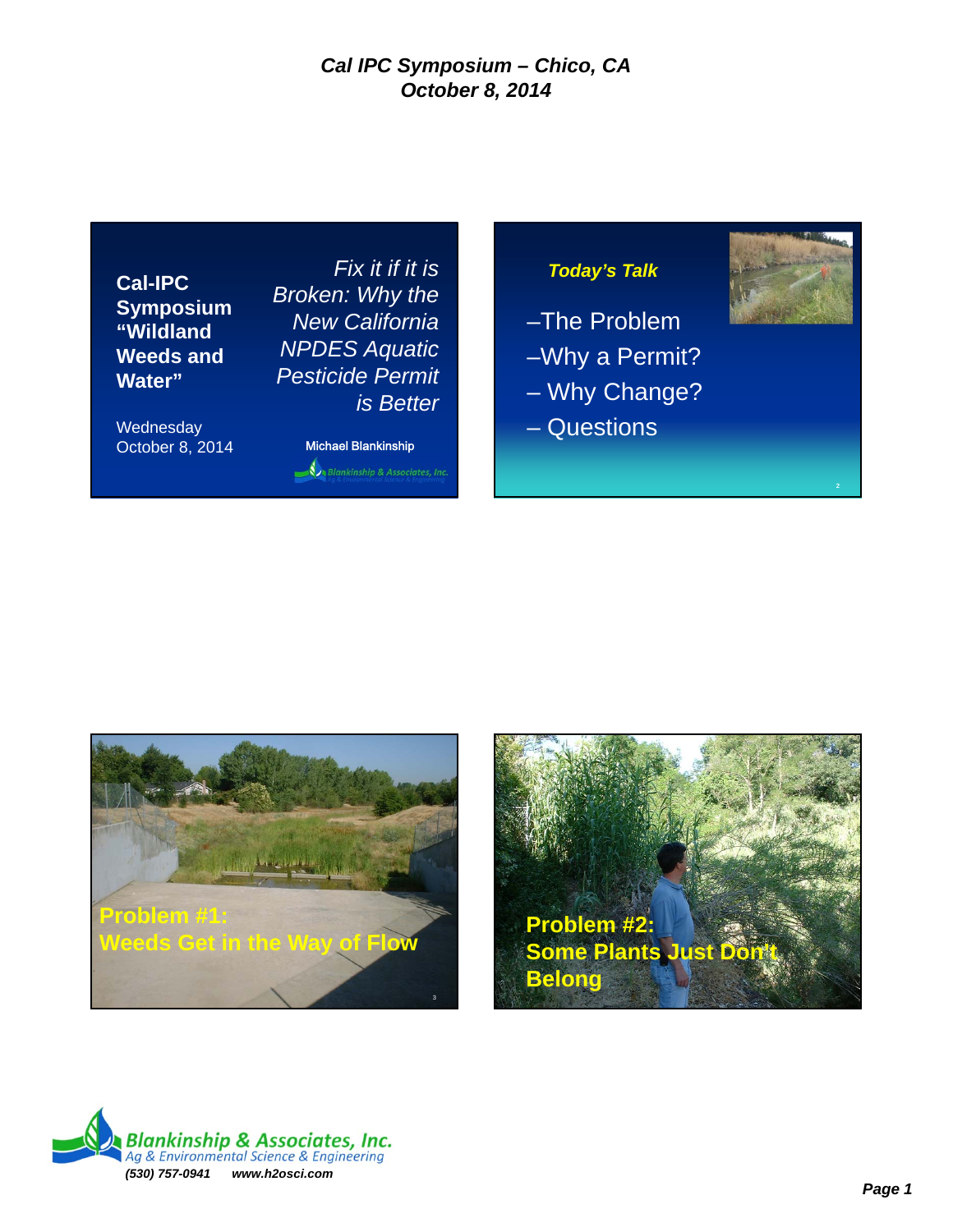# Cal IPC Symposium – Chico, CA
## October 8, 2014

**Cal-IPC Symposium "Wildland Weeds and Water"**

Wednesday
October 8, 2014

*Fix it if it is Broken: Why the New California NPDES Aquatic Pesticide Permit is Better*

Michael Blankinship

Blankinship & Associates, Inc.

---

***Today's Talk***

- –The Problem
- –Why a Permit?
- – Why Change?
- – Questions

---

**Problem #1: Weeds Get in the Way of Flow**

---

**Problem #2: Some Plants Just Don't Belong**

---

*Blankinship & Associates, Inc.*
*Ag & Environmental Science & Engineering*
***(530) 757-0941 www.h2osci.com***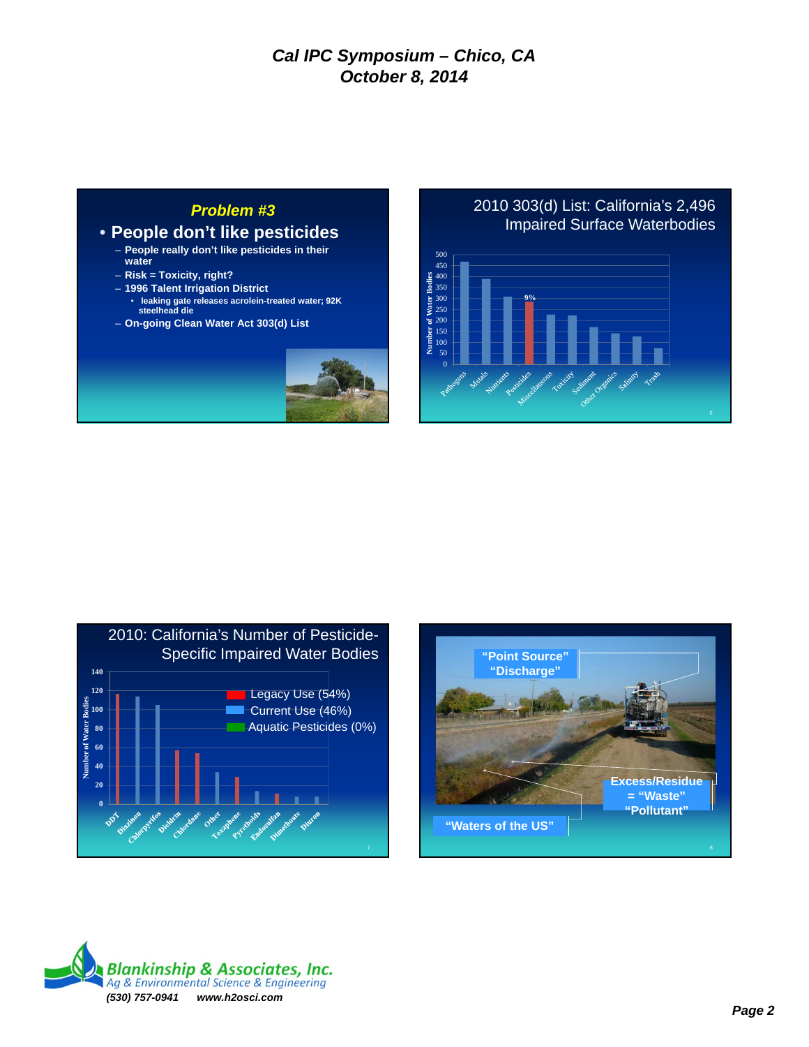## Problem #3

- **People don't like pesticides**
  - People really don't like pesticides in their water
  - Risk = Toxicity, right?
  - 1996 Talent Irrigation District
    - leaking gate releases acrolein-treated water; 92K steelhead die
  - On-going Clean Water Act 303(d) List

## 2010 303(d) List: California's 2,496 Impaired Surface Waterbodies

Number of Water Bodies: Pathogens, Metals, Nutrients, Pesticides (9%), Miscellaneous, Toxicity, Sediment, Other Organics, Salinity, Trash

## 2010: California's Number of Pesticide-Specific Impaired Water Bodies

- Legacy Use (54%)
- Current Use (46%)
- Aquatic Pesticides (0%)

Number of Water Bodies: DDT, Diazinon, Chlorpyrifos, Dieldrin, Chlordane, Other, Toxaphene, Pyrethoids, Endosulfan, Dimethoate, Diuron

"Point Source" "Discharge"

Excess/Residue = "Waste" "Pollutant"

"Waters of the US"

**Blankinship & Associates, Inc.**
*Ag & Environmental Science & Engineering*
*(530) 757-0941 www.h2osci.com*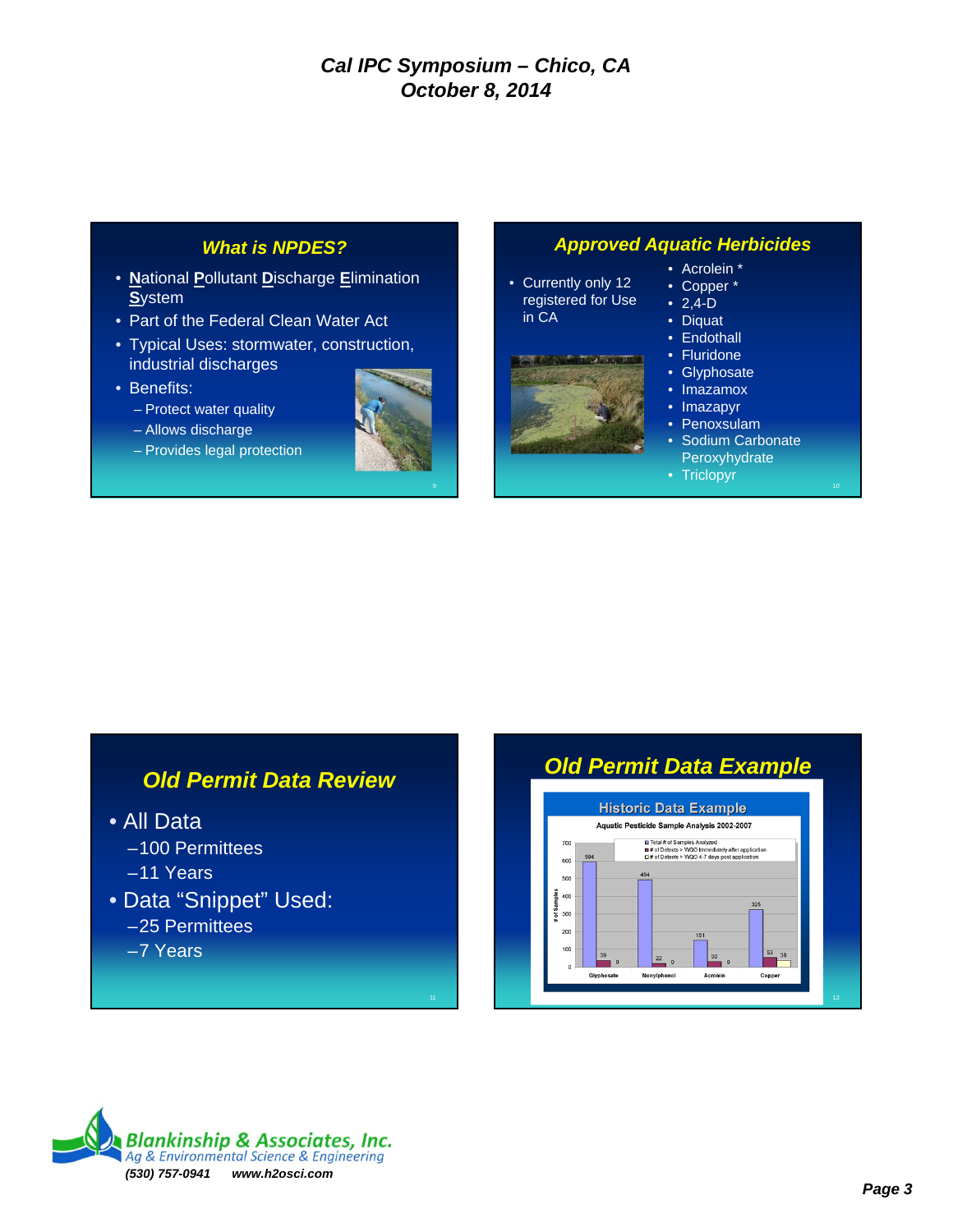## What is NPDES?

- **N**ational **P**ollutant **D**ischarge **E**limination **S**ystem
- Part of the Federal Clean Water Act
- Typical Uses: stormwater, construction, industrial discharges
- Benefits:
  - Protect water quality
  - Allows discharge
  - Provides legal protection

## Approved Aquatic Herbicides

- Currently only 12 registered for Use in CA

- Acrolein *
- Copper *
- 2,4-D
- Diquat
- Endothall
- Fluridone
- Glyphosate
- Imazamox
- Imazapyr
- Penoxsulam
- Sodium Carbonate Peroxyhydrate
- Triclopyr

## Old Permit Data Review

- All Data
  - 100 Permittees
  - 11 Years
- Data "Snippet" Used:
  - 25 Permittees
  - 7 Years

## Old Permit Data Example

### Historic Data Example

Aquatic Pesticide Sample Analysis 2002-2007

| | Total # of Samples Analyzed | # of Detects > WQO Immediately after application | # of Detects > WQO 4-7 days post application |
|---|---|---|---|
| Glyphosate | 594 | 39 | 0 |
| Nonylphenol | 494 | 22 | 0 |
| Acrolein | 151 | 30 | 0 |
| Copper | 325 | 53 | 38 |

**Blankinship & Associates, Inc.**
*Ag & Environmental Science & Engineering*
*(530) 757-0941 www.h2osci.com*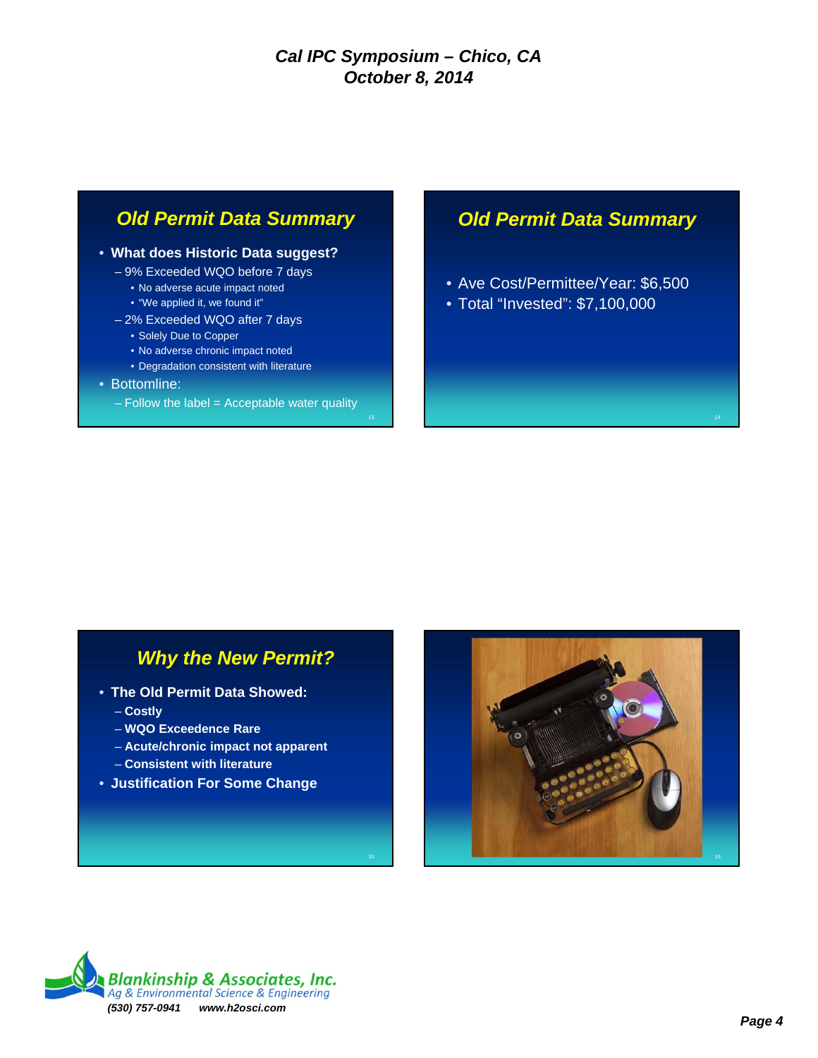## Old Permit Data Summary

- **What does Historic Data suggest?**
  - 9% Exceeded WQO before 7 days
    - No adverse acute impact noted
    - "We applied it, we found it"
  - 2% Exceeded WQO after 7 days
    - Solely Due to Copper
    - No adverse chronic impact noted
    - Degradation consistent with literature
- Bottomline:
  - Follow the label = Acceptable water quality

## Old Permit Data Summary

- Ave Cost/Permittee/Year: $6,500
- Total "Invested": $7,100,000

## Why the New Permit?

- **The Old Permit Data Showed:**
  - **Costly**
  - **WQO Exceedence Rare**
  - **Acute/chronic impact not apparent**
  - **Consistent with literature**
- **Justification For Some Change**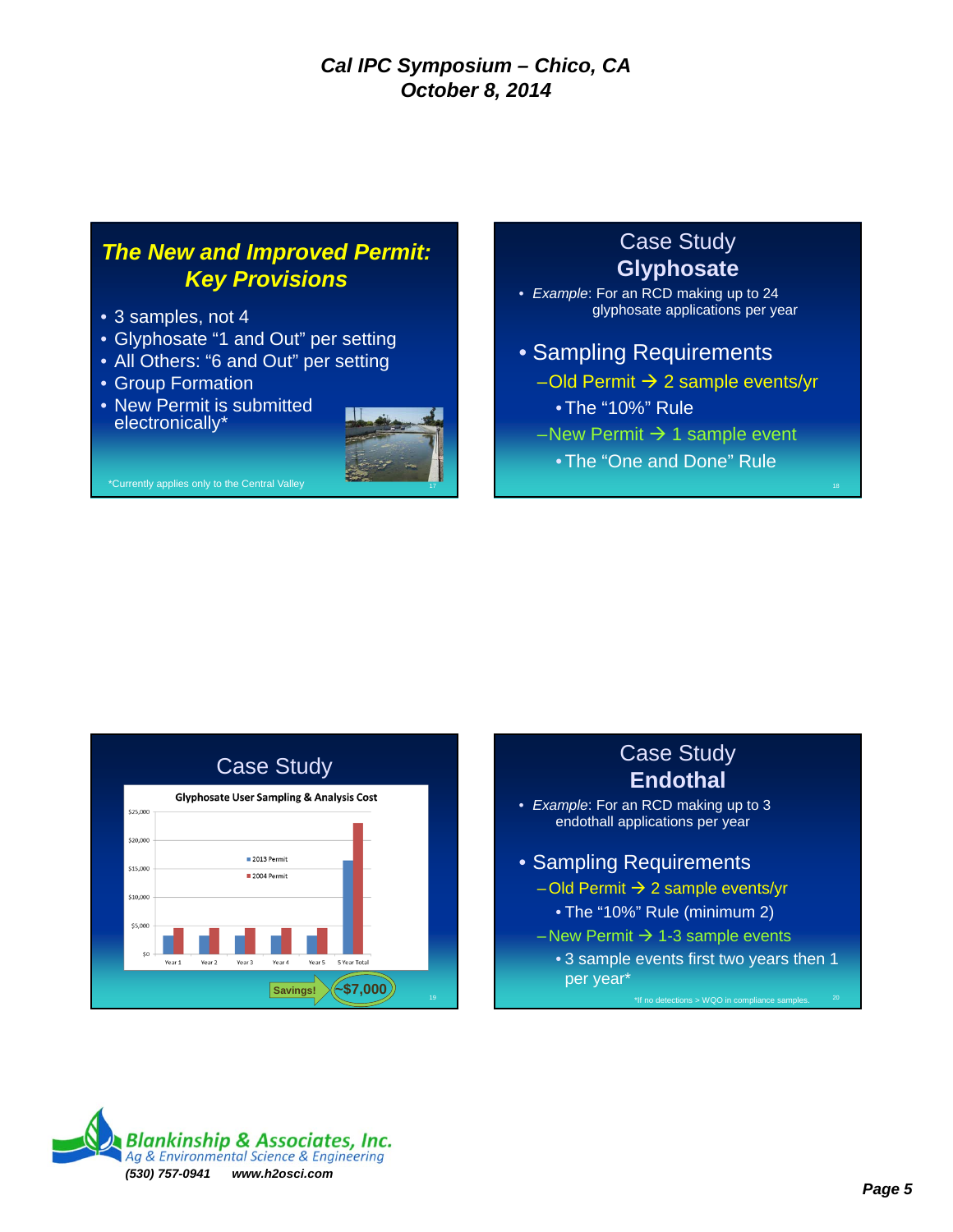## The New and Improved Permit: Key Provisions

- 3 samples, not 4
- Glyphosate "1 and Out" per setting
- All Others: "6 and Out" per setting
- Group Formation
- New Permit is submitted electronically*

*Currently applies only to the Central Valley

## Case Study Glyphosate

- *Example*: For an RCD making up to 24 glyphosate applications per year
- Sampling Requirements
  - Old Permit → 2 sample events/yr
    - The "10%" Rule
  - New Permit → 1 sample event
    - The "One and Done" Rule

## Case Study

**Glyphosate User Sampling & Analysis Cost**

(Chart comparing 2013 Permit and 2004 Permit costs for Year 1 through Year 5 and 5 Year Total; y-axis $0 to $25,000)

Savings! ~$7,000

## Case Study Endothal

- *Example*: For an RCD making up to 3 endothall applications per year
- Sampling Requirements
  - Old Permit → 2 sample events/yr
    - The "10%" Rule (minimum 2)
  - New Permit → 1-3 sample events
    - 3 sample events first two years then 1 per year*

*If no detections > WQO in compliance samples.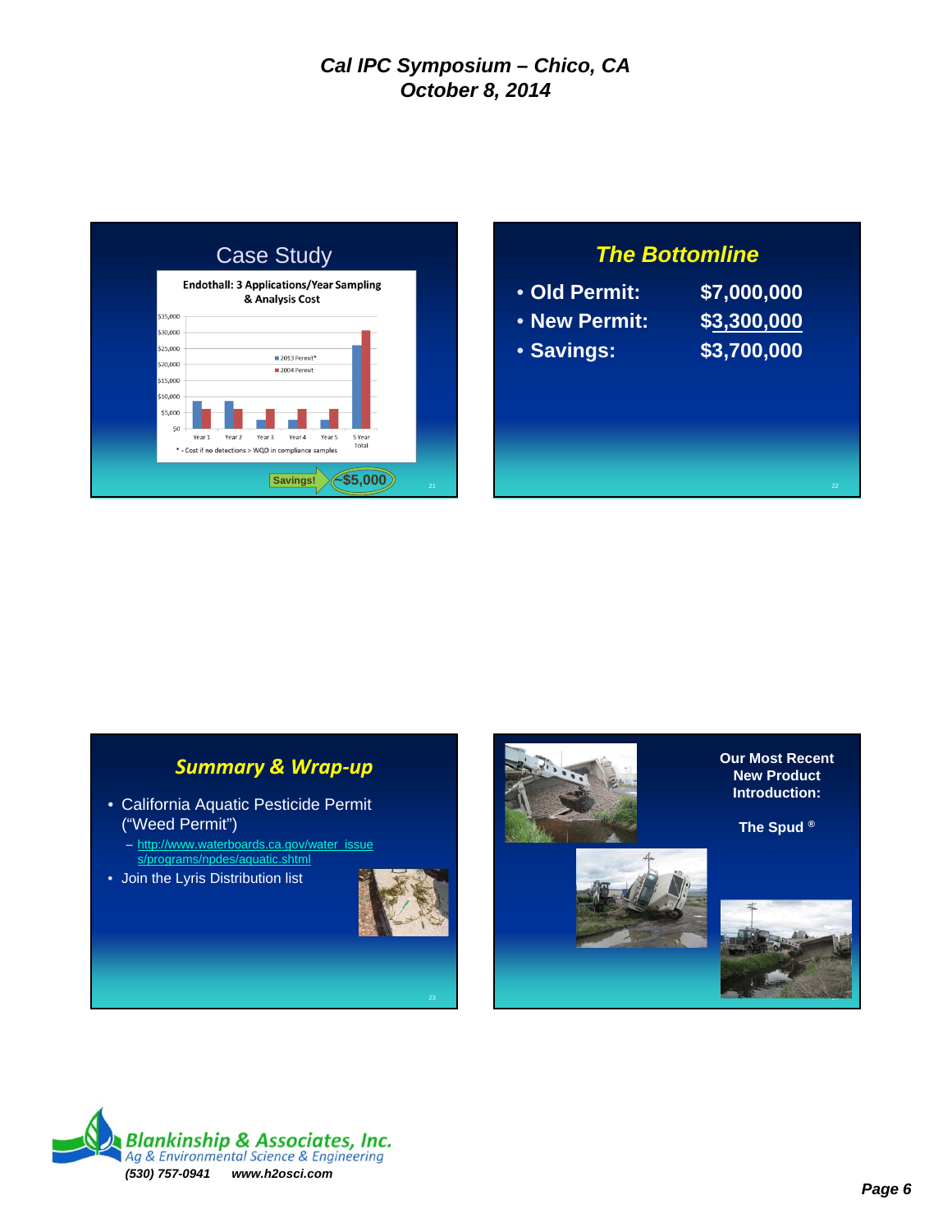## Case Study

**Endothall: 3 Applications/Year Sampling & Analysis Cost**

* - Cost if no detections > WQO in compliance samples

Savings! ~$5,000

## The Bottomline

- **Old Permit:** **$7,000,000**
- **New Permit:** **$3,300,000**
- **Savings:** **$3,700,000**

## Summary & Wrap-up

- California Aquatic Pesticide Permit ("Weed Permit")
  - http://www.waterboards.ca.gov/water_issues/programs/npdes/aquatic.shtml
- Join the Lyris Distribution list

**Our Most Recent New Product Introduction:**

**The Spud ®**

*Blankinship & Associates, Inc.*
*Ag & Environmental Science & Engineering*
*(530) 757-0941 www.h2osci.com*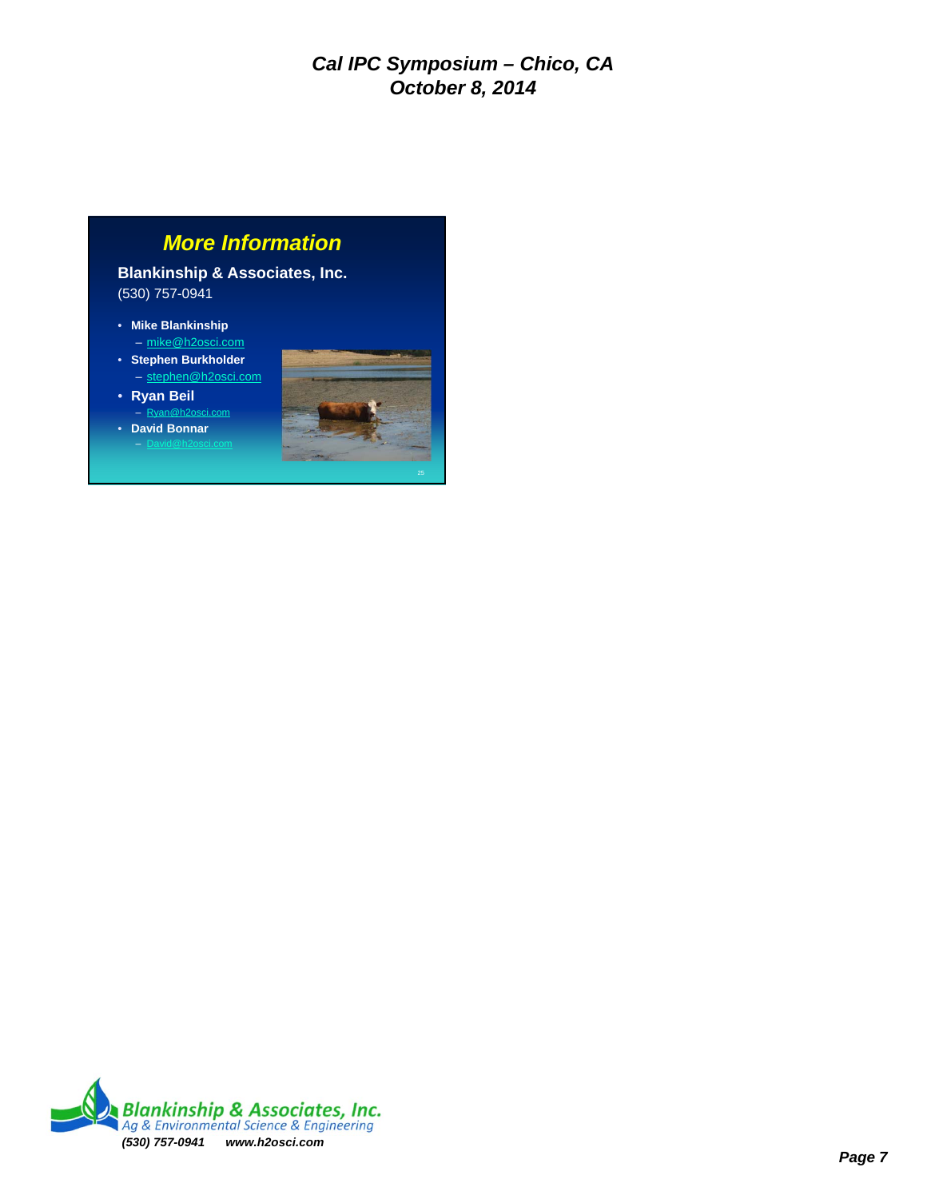## More Information

**Blankinship & Associates, Inc.**
(530) 757-0941

- **Mike Blankinship**
  - mike@h2osci.com
- **Stephen Burkholder**
  - stephen@h2osci.com
- **Ryan Beil**
  - Ryan@h2osci.com
- **David Bonnar**
  - David@h2osci.com